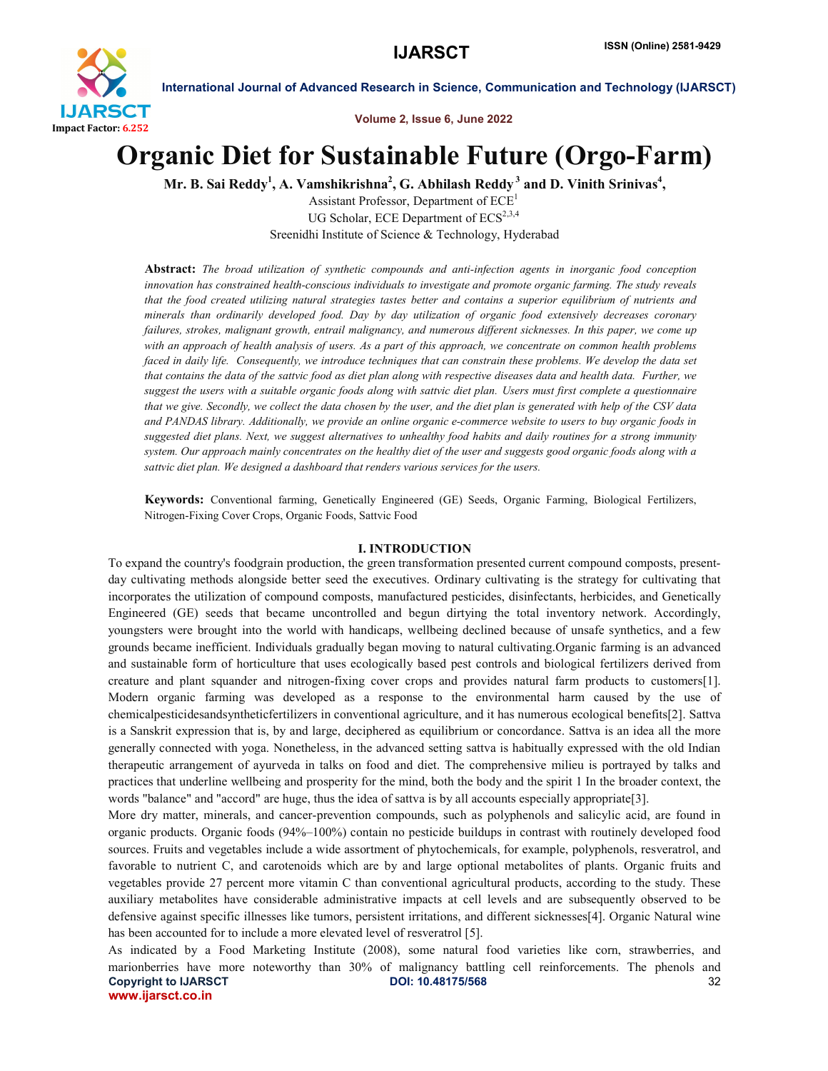# Organic Diet for Sustainable Future (Orgo-Farm)

**Mr. B. Sai Reddy[1], A. Vamshikrishna[2], G. Abhilash Reddy[3] and D. Vinith Srinivas[4],**

Assistant Professor, Department of ECE[1]
UG Scholar, ECE Department of ECS[2,3,4]
Sreenidhi Institute of Science & Technology, Hyderabad

**Abstract:** *The broad utilization of synthetic compounds and anti-infection agents in inorganic food conception innovation has constrained health-conscious individuals to investigate and promote organic farming. The study reveals that the food created utilizing natural strategies tastes better and contains a superior equilibrium of nutrients and minerals than ordinarily developed food. Day by day utilization of organic food extensively decreases coronary failures, strokes, malignant growth, entrail malignancy, and numerous different sicknesses. In this paper, we come up with an approach of health analysis of users. As a part of this approach, we concentrate on common health problems faced in daily life. Consequently, we introduce techniques that can constrain these problems. We develop the data set that contains the data of the sattvic food as diet plan along with respective diseases data and health data. Further, we suggest the users with a suitable organic foods along with sattvic diet plan. Users must first complete a questionnaire that we give. Secondly, we collect the data chosen by the user, and the diet plan is generated with help of the CSV data and PANDAS library. Additionally, we provide an online organic e-commerce website to users to buy organic foods in suggested diet plans. Next, we suggest alternatives to unhealthy food habits and daily routines for a strong immunity system. Our approach mainly concentrates on the healthy diet of the user and suggests good organic foods along with a sattvic diet plan. We designed a dashboard that renders various services for the users.*

**Keywords:** Conventional farming, Genetically Engineered (GE) Seeds, Organic Farming, Biological Fertilizers, Nitrogen-Fixing Cover Crops, Organic Foods, Sattvic Food

## I. INTRODUCTION

To expand the country's foodgrain production, the green transformation presented current compound composts, present-day cultivating methods alongside better seed the executives. Ordinary cultivating is the strategy for cultivating that incorporates the utilization of compound composts, manufactured pesticides, disinfectants, herbicides, and Genetically Engineered (GE) seeds that became uncontrolled and begun dirtying the total inventory network. Accordingly, youngsters were brought into the world with handicaps, wellbeing declined because of unsafe synthetics, and a few grounds became inefficient. Individuals gradually began moving to natural cultivating.Organic farming is an advanced and sustainable form of horticulture that uses ecologically based pest controls and biological fertilizers derived from creature and plant squander and nitrogen-fixing cover crops and provides natural farm products to customers[1]. Modern organic farming was developed as a response to the environmental harm caused by the use of chemicalpesticidesandsyntheticfertilizers in conventional agriculture, and it has numerous ecological benefits[2]. Sattva is a Sanskrit expression that is, by and large, deciphered as equilibrium or concordance. Sattva is an idea all the more generally connected with yoga. Nonetheless, in the advanced setting sattva is habitually expressed with the old Indian therapeutic arrangement of ayurveda in talks on food and diet. The comprehensive milieu is portrayed by talks and practices that underline wellbeing and prosperity for the mind, both the body and the spirit 1 In the broader context, the words "balance" and "accord" are huge, thus the idea of sattva is by all accounts especially appropriate[3].

More dry matter, minerals, and cancer-prevention compounds, such as polyphenols and salicylic acid, are found in organic products. Organic foods (94%–100%) contain no pesticide buildups in contrast with routinely developed food sources. Fruits and vegetables include a wide assortment of phytochemicals, for example, polyphenols, resveratrol, and favorable to nutrient C, and carotenoids which are by and large optional metabolites of plants. Organic fruits and vegetables provide 27 percent more vitamin C than conventional agricultural products, according to the study. These auxiliary metabolites have considerable administrative impacts at cell levels and are subsequently observed to be defensive against specific illnesses like tumors, persistent irritations, and different sicknesses[4]. Organic Natural wine has been accounted for to include a more elevated level of resveratrol [5].

As indicated by a Food Marketing Institute (2008), some natural food varieties like corn, strawberries, and marionberries have more noteworthy than 30% of malignancy battling cell reinforcements. The phenols and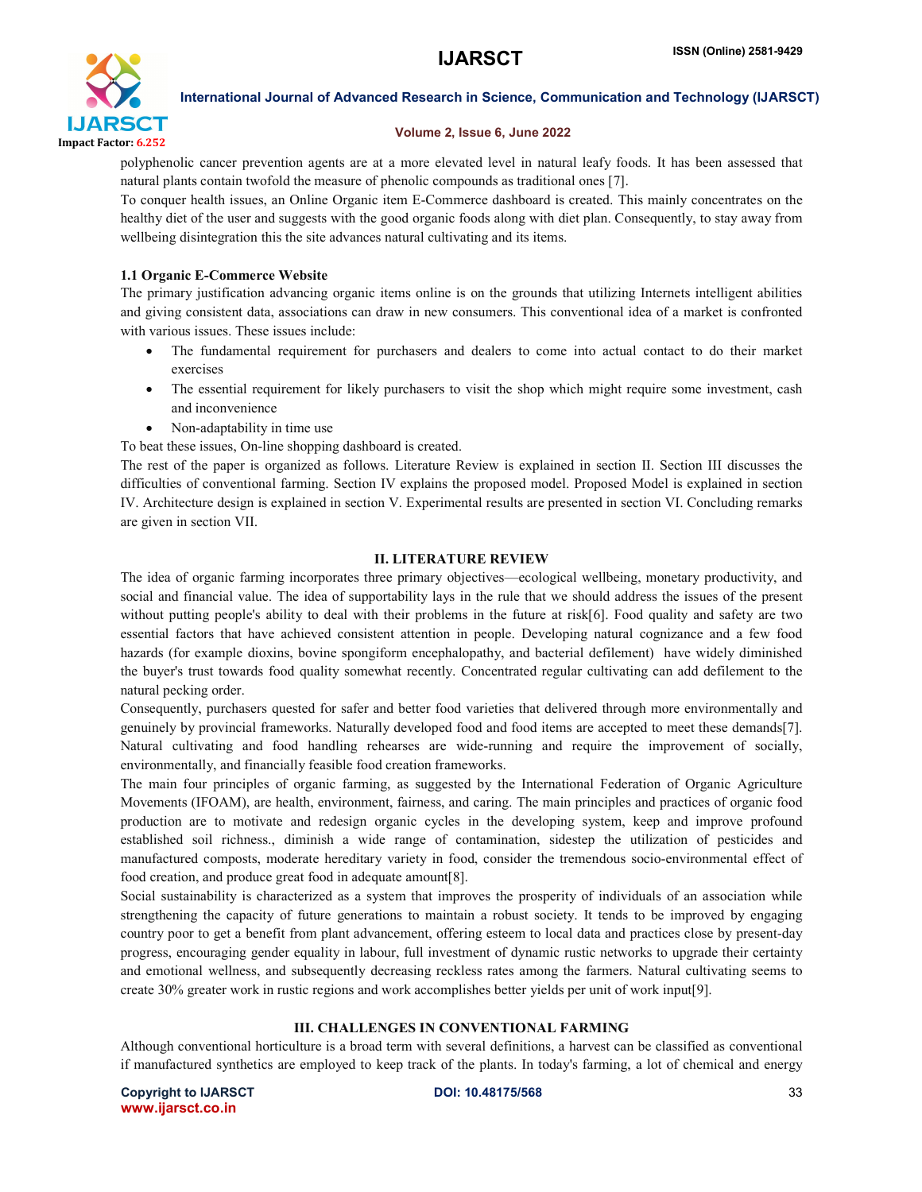polyphenolic cancer prevention agents are at a more elevated level in natural leafy foods. It has been assessed that natural plants contain twofold the measure of phenolic compounds as traditional ones [7].

To conquer health issues, an Online Organic item E-Commerce dashboard is created. This mainly concentrates on the healthy diet of the user and suggests with the good organic foods along with diet plan. Consequently, to stay away from wellbeing disintegration this the site advances natural cultivating and its items.

### 1.1 Organic E-Commerce Website

The primary justification advancing organic items online is on the grounds that utilizing Internets intelligent abilities and giving consistent data, associations can draw in new consumers. This conventional idea of a market is confronted with various issues. These issues include:

- The fundamental requirement for purchasers and dealers to come into actual contact to do their market exercises
- The essential requirement for likely purchasers to visit the shop which might require some investment, cash and inconvenience
- Non-adaptability in time use

To beat these issues, On-line shopping dashboard is created.

The rest of the paper is organized as follows. Literature Review is explained in section II. Section III discusses the difficulties of conventional farming. Section IV explains the proposed model. Proposed Model is explained in section IV. Architecture design is explained in section V. Experimental results are presented in section VI. Concluding remarks are given in section VII.

## II. LITERATURE REVIEW

The idea of organic farming incorporates three primary objectives—ecological wellbeing, monetary productivity, and social and financial value. The idea of supportability lays in the rule that we should address the issues of the present without putting people's ability to deal with their problems in the future at risk[6]. Food quality and safety are two essential factors that have achieved consistent attention in people. Developing natural cognizance and a few food hazards (for example dioxins, bovine spongiform encephalopathy, and bacterial defilement) have widely diminished the buyer's trust towards food quality somewhat recently. Concentrated regular cultivating can add defilement to the natural pecking order.

Consequently, purchasers quested for safer and better food varieties that delivered through more environmentally and genuinely by provincial frameworks. Naturally developed food and food items are accepted to meet these demands[7]. Natural cultivating and food handling rehearses are wide-running and require the improvement of socially, environmentally, and financially feasible food creation frameworks.

The main four principles of organic farming, as suggested by the International Federation of Organic Agriculture Movements (IFOAM), are health, environment, fairness, and caring. The main principles and practices of organic food production are to motivate and redesign organic cycles in the developing system, keep and improve profound established soil richness., diminish a wide range of contamination, sidestep the utilization of pesticides and manufactured composts, moderate hereditary variety in food, consider the tremendous socio-environmental effect of food creation, and produce great food in adequate amount[8].

Social sustainability is characterized as a system that improves the prosperity of individuals of an association while strengthening the capacity of future generations to maintain a robust society. It tends to be improved by engaging country poor to get a benefit from plant advancement, offering esteem to local data and practices close by present-day progress, encouraging gender equality in labour, full investment of dynamic rustic networks to upgrade their certainty and emotional wellness, and subsequently decreasing reckless rates among the farmers. Natural cultivating seems to create 30% greater work in rustic regions and work accomplishes better yields per unit of work input[9].

## III. CHALLENGES IN CONVENTIONAL FARMING

Although conventional horticulture is a broad term with several definitions, a harvest can be classified as conventional if manufactured synthetics are employed to keep track of the plants. In today's farming, a lot of chemical and energy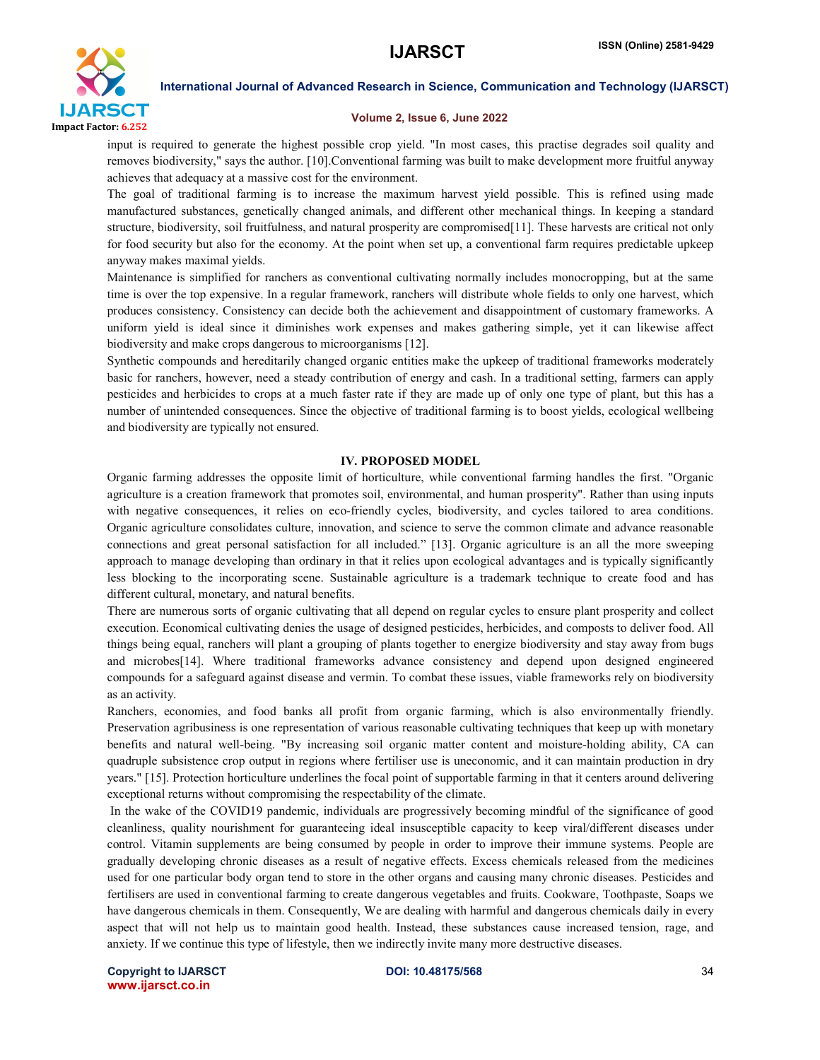input is required to generate the highest possible crop yield. "In most cases, this practise degrades soil quality and removes biodiversity," says the author. [10].Conventional farming was built to make development more fruitful anyway achieves that adequacy at a massive cost for the environment.

The goal of traditional farming is to increase the maximum harvest yield possible. This is refined using made manufactured substances, genetically changed animals, and different other mechanical things. In keeping a standard structure, biodiversity, soil fruitfulness, and natural prosperity are compromised[11]. These harvests are critical not only for food security but also for the economy. At the point when set up, a conventional farm requires predictable upkeep anyway makes maximal yields.

Maintenance is simplified for ranchers as conventional cultivating normally includes monocropping, but at the same time is over the top expensive. In a regular framework, ranchers will distribute whole fields to only one harvest, which produces consistency. Consistency can decide both the achievement and disappointment of customary frameworks. A uniform yield is ideal since it diminishes work expenses and makes gathering simple, yet it can likewise affect biodiversity and make crops dangerous to microorganisms [12].

Synthetic compounds and hereditarily changed organic entities make the upkeep of traditional frameworks moderately basic for ranchers, however, need a steady contribution of energy and cash. In a traditional setting, farmers can apply pesticides and herbicides to crops at a much faster rate if they are made up of only one type of plant, but this has a number of unintended consequences. Since the objective of traditional farming is to boost yields, ecological wellbeing and biodiversity are typically not ensured.

## IV. PROPOSED MODEL

Organic farming addresses the opposite limit of horticulture, while conventional farming handles the first. "Organic agriculture is a creation framework that promotes soil, environmental, and human prosperity". Rather than using inputs with negative consequences, it relies on eco-friendly cycles, biodiversity, and cycles tailored to area conditions. Organic agriculture consolidates culture, innovation, and science to serve the common climate and advance reasonable connections and great personal satisfaction for all included." [13]. Organic agriculture is an all the more sweeping approach to manage developing than ordinary in that it relies upon ecological advantages and is typically significantly less blocking to the incorporating scene. Sustainable agriculture is a trademark technique to create food and has different cultural, monetary, and natural benefits.

There are numerous sorts of organic cultivating that all depend on regular cycles to ensure plant prosperity and collect execution. Economical cultivating denies the usage of designed pesticides, herbicides, and composts to deliver food. All things being equal, ranchers will plant a grouping of plants together to energize biodiversity and stay away from bugs and microbes[14]. Where traditional frameworks advance consistency and depend upon designed engineered compounds for a safeguard against disease and vermin. To combat these issues, viable frameworks rely on biodiversity as an activity.

Ranchers, economies, and food banks all profit from organic farming, which is also environmentally friendly. Preservation agribusiness is one representation of various reasonable cultivating techniques that keep up with monetary benefits and natural well-being. "By increasing soil organic matter content and moisture-holding ability, CA can quadruple subsistence crop output in regions where fertiliser use is uneconomic, and it can maintain production in dry years." [15]. Protection horticulture underlines the focal point of supportable farming in that it centers around delivering exceptional returns without compromising the respectability of the climate.

In the wake of the COVID19 pandemic, individuals are progressively becoming mindful of the significance of good cleanliness, quality nourishment for guaranteeing ideal insusceptible capacity to keep viral/different diseases under control. Vitamin supplements are being consumed by people in order to improve their immune systems. People are gradually developing chronic diseases as a result of negative effects. Excess chemicals released from the medicines used for one particular body organ tend to store in the other organs and causing many chronic diseases. Pesticides and fertilisers are used in conventional farming to create dangerous vegetables and fruits. Cookware, Toothpaste, Soaps we have dangerous chemicals in them. Consequently, We are dealing with harmful and dangerous chemicals daily in every aspect that will not help us to maintain good health. Instead, these substances cause increased tension, rage, and anxiety. If we continue this type of lifestyle, then we indirectly invite many more destructive diseases.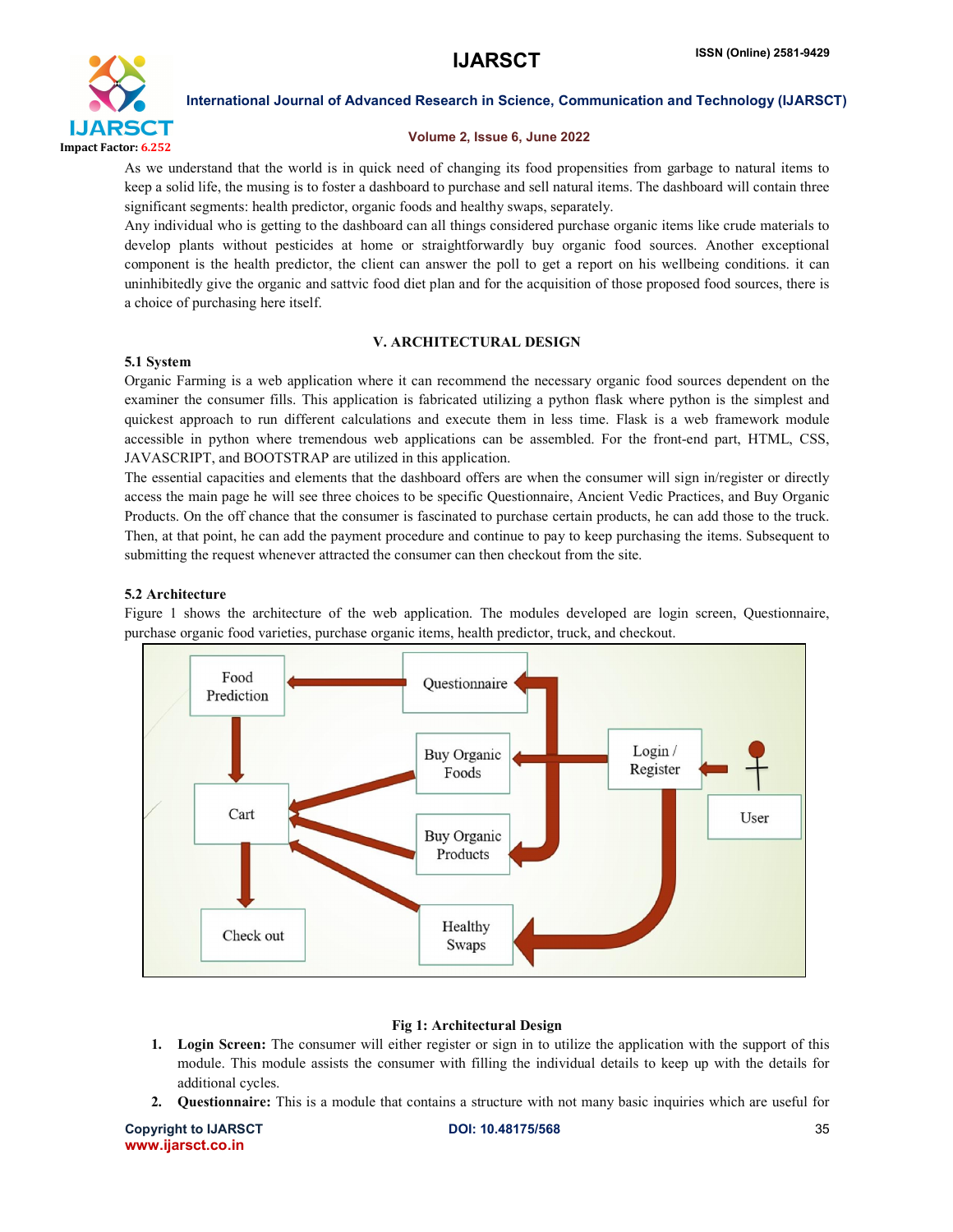As we understand that the world is in quick need of changing its food propensities from garbage to natural items to keep a solid life, the musing is to foster a dashboard to purchase and sell natural items. The dashboard will contain three significant segments: health predictor, organic foods and healthy swaps, separately.

Any individual who is getting to the dashboard can all things considered purchase organic items like crude materials to develop plants without pesticides at home or straightforwardly buy organic food sources. Another exceptional component is the health predictor, the client can answer the poll to get a report on his wellbeing conditions. it can uninhibitedly give the organic and sattvic food diet plan and for the acquisition of those proposed food sources, there is a choice of purchasing here itself.

## V. ARCHITECTURAL DESIGN

### 5.1 System

Organic Farming is a web application where it can recommend the necessary organic food sources dependent on the examiner the consumer fills. This application is fabricated utilizing a python flask where python is the simplest and quickest approach to run different calculations and execute them in less time. Flask is a web framework module accessible in python where tremendous web applications can be assembled. For the front-end part, HTML, CSS, JAVASCRIPT, and BOOTSTRAP are utilized in this application.

The essential capacities and elements that the dashboard offers are when the consumer will sign in/register or directly access the main page he will see three choices to be specific Questionnaire, Ancient Vedic Practices, and Buy Organic Products. On the off chance that the consumer is fascinated to purchase certain products, he can add those to the truck. Then, at that point, he can add the payment procedure and continue to pay to keep purchasing the items. Subsequent to submitting the request whenever attracted the consumer can then checkout from the site.

### 5.2 Architecture

Figure 1 shows the architecture of the web application. The modules developed are login screen, Questionnaire, purchase organic food varieties, purchase organic items, health predictor, truck, and checkout.

**Fig 1: Architectural Design**

1. **Login Screen:** The consumer will either register or sign in to utilize the application with the support of this module. This module assists the consumer with filling the individual details to keep up with the details for additional cycles.
2. **Questionnaire:** This is a module that contains a structure with not many basic inquiries which are useful for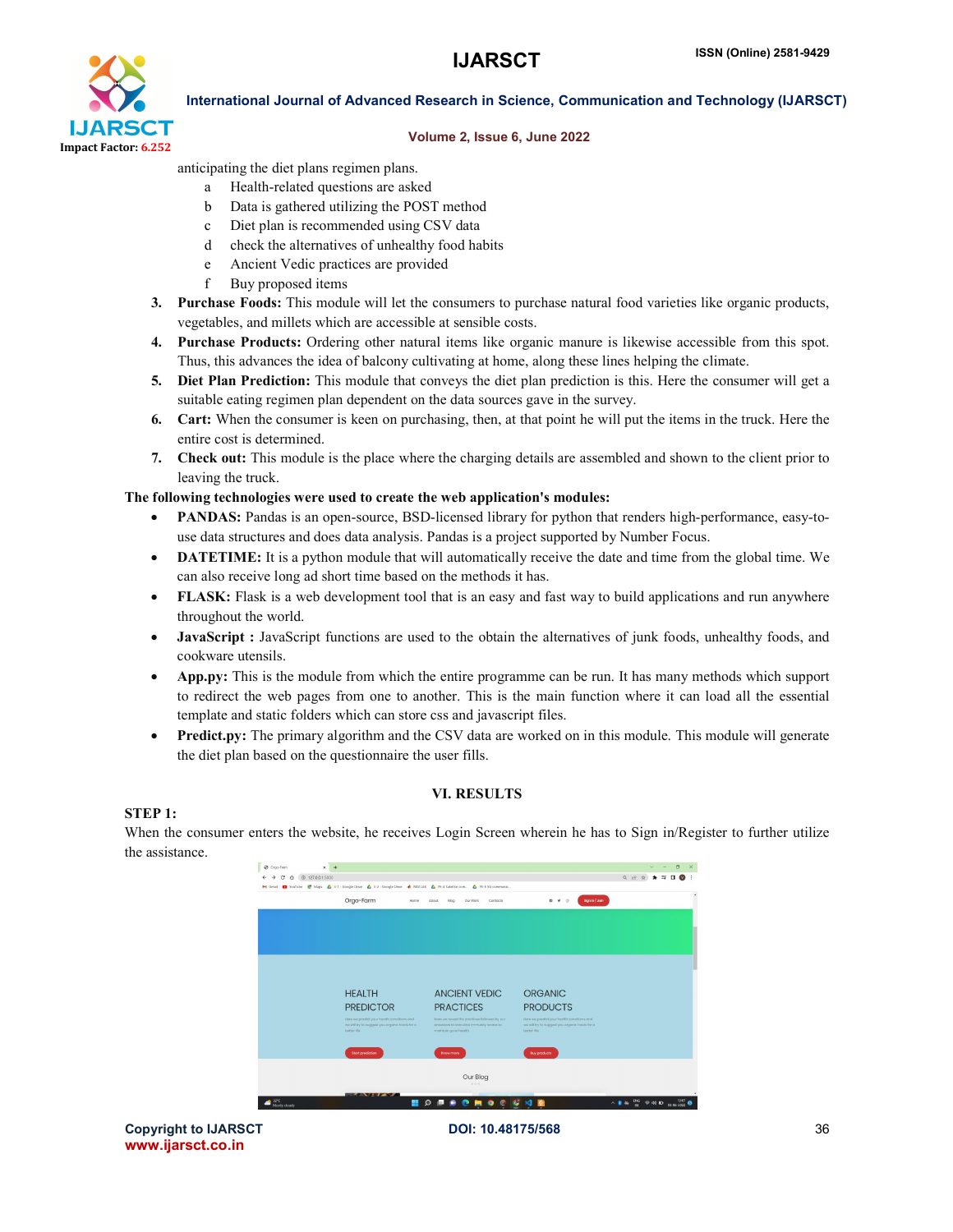anticipating the diet plans regimen plans.

- a Health-related questions are asked
- b Data is gathered utilizing the POST method
- c Diet plan is recommended using CSV data
- d check the alternatives of unhealthy food habits
- e Ancient Vedic practices are provided
- f Buy proposed items

3. **Purchase Foods:** This module will let the consumers to purchase natural food varieties like organic products, vegetables, and millets which are accessible at sensible costs.
4. **Purchase Products:** Ordering other natural items like organic manure is likewise accessible from this spot. Thus, this advances the idea of balcony cultivating at home, along these lines helping the climate.
5. **Diet Plan Prediction:** This module that conveys the diet plan prediction is this. Here the consumer will get a suitable eating regimen plan dependent on the data sources gave in the survey.
6. **Cart:** When the consumer is keen on purchasing, then, at that point he will put the items in the truck. Here the entire cost is determined.
7. **Check out:** This module is the place where the charging details are assembled and shown to the client prior to leaving the truck.

**The following technologies were used to create the web application's modules:**

- **PANDAS:** Pandas is an open-source, BSD-licensed library for python that renders high-performance, easy-to-use data structures and does data analysis. Pandas is a project supported by Number Focus.
- **DATETIME:** It is a python module that will automatically receive the date and time from the global time. We can also receive long ad short time based on the methods it has.
- **FLASK:** Flask is a web development tool that is an easy and fast way to build applications and run anywhere throughout the world.
- **JavaScript :** JavaScript functions are used to the obtain the alternatives of junk foods, unhealthy foods, and cookware utensils.
- **App.py:** This is the module from which the entire programme can be run. It has many methods which support to redirect the web pages from one to another. This is the main function where it can load all the essential template and static folders which can store css and javascript files.
- **Predict.py:** The primary algorithm and the CSV data are worked on in this module. This module will generate the diet plan based on the questionnaire the user fills.

## VI. RESULTS

**STEP 1:**

When the consumer enters the website, he receives Login Screen wherein he has to Sign in/Register to further utilize the assistance.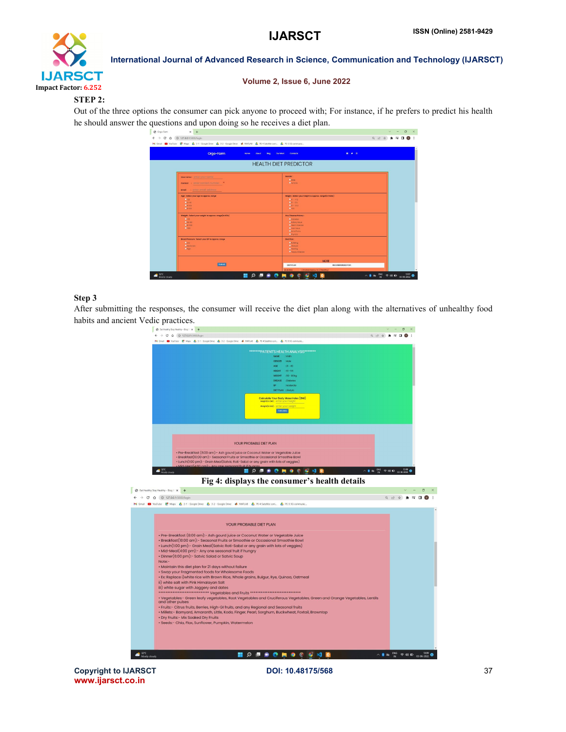**STEP 2:**

Out of the three options the consumer can pick anyone to proceed with; For instance, if he prefers to predict his health he should answer the questions and upon doing so he receives a diet plan.

**Step 3**

After submitting the responses, the consumer will receive the diet plan along with the alternatives of unhealthy food habits and ancient Vedic practices.

**Fig 4: displays the consumer's health details**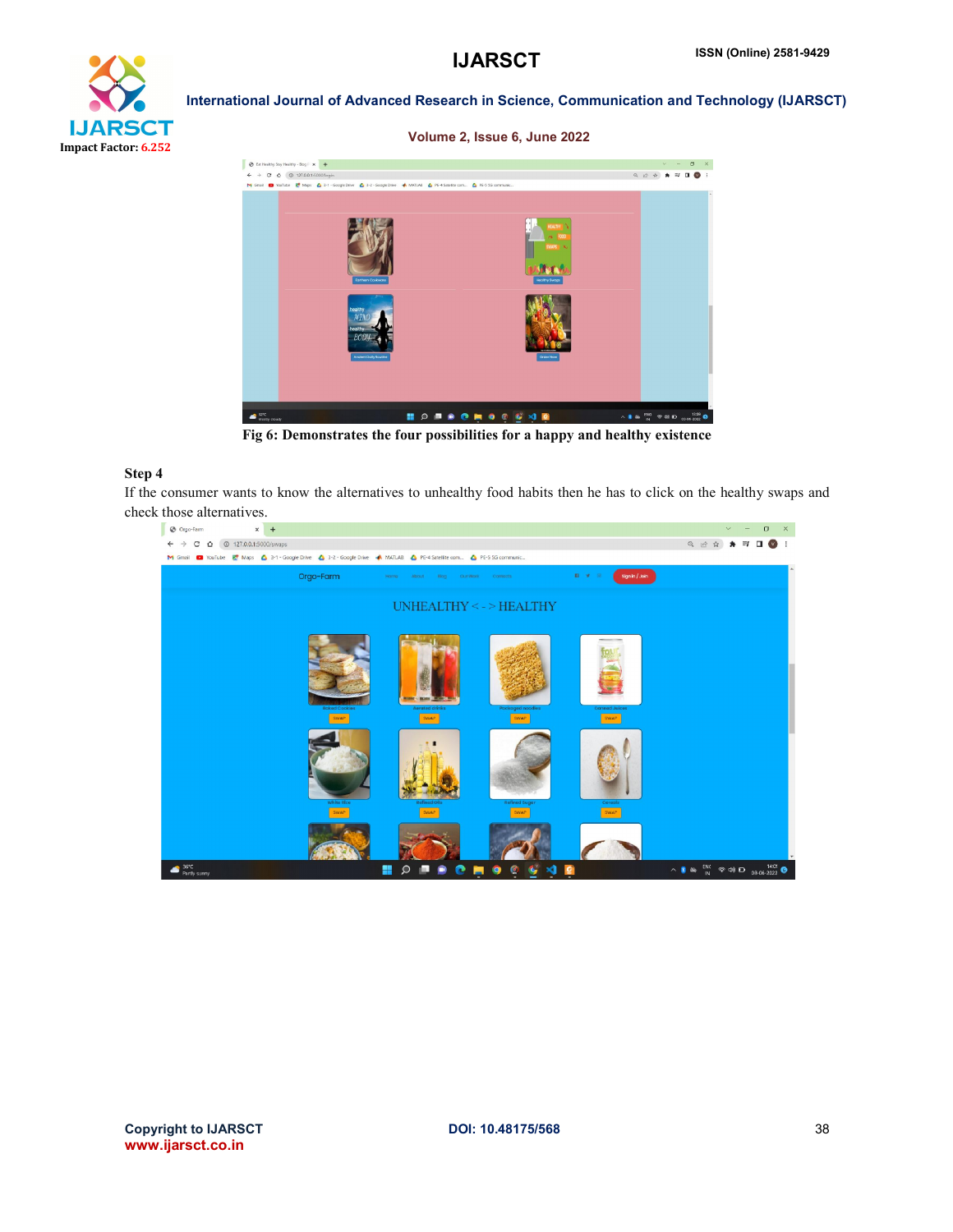Fig 6: Demonstrates the four possibilities for a happy and healthy existence

**Step 4**

If the consumer wants to know the alternatives to unhealthy food habits then he has to click on the healthy swaps and check those alternatives.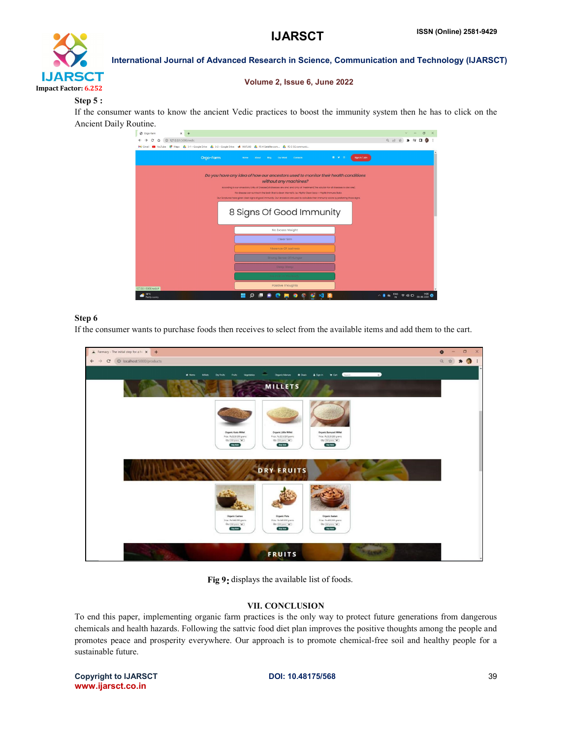**Step 5 :**

If the consumer wants to know the ancient Vedic practices to boost the immunity system then he has to click on the Ancient Daily Routine.

**Step 6**

If the consumer wants to purchase foods then receives to select from the available items and add them to the cart.

**Fig 9:** displays the available list of foods.

## VII. CONCLUSION

To end this paper, implementing organic farm practices is the only way to protect future generations from dangerous chemicals and health hazards. Following the sattvic food diet plan improves the positive thoughts among the people and promotes peace and prosperity everywhere. Our approach is to promote chemical-free soil and healthy people for a sustainable future.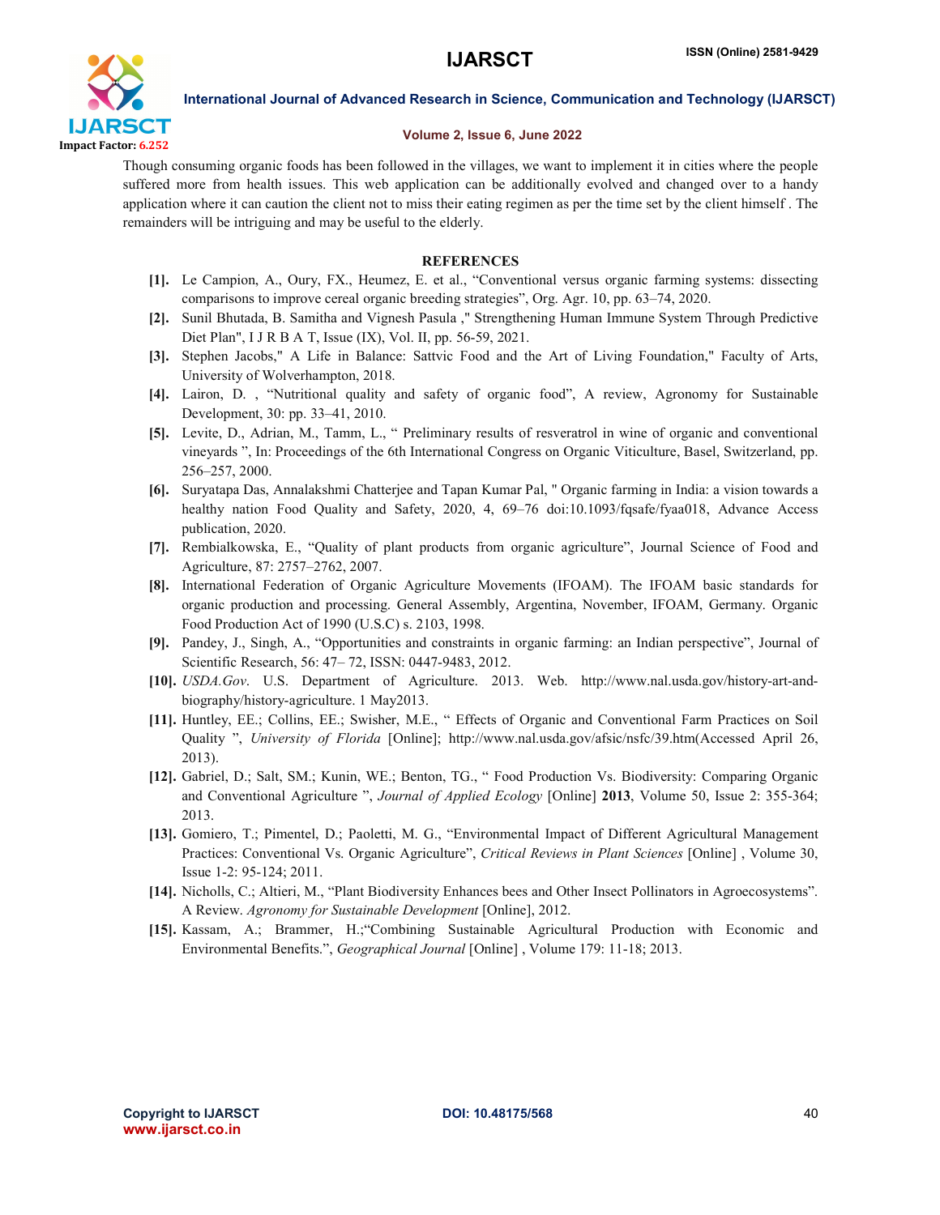Though consuming organic foods has been followed in the villages, we want to implement it in cities where the people suffered more from health issues. This web application can be additionally evolved and changed over to a handy application where it can caution the client not to miss their eating regimen as per the time set by the client himself . The remainders will be intriguing and may be useful to the elderly.

## REFERENCES

[1]. Le Campion, A., Oury, FX., Heumez, E. et al., "Conventional versus organic farming systems: dissecting comparisons to improve cereal organic breeding strategies", Org. Agr. 10, pp. 63–74, 2020.

[2]. Sunil Bhutada, B. Samitha and Vignesh Pasula ," Strengthening Human Immune System Through Predictive Diet Plan", I J R B A T, Issue (IX), Vol. II, pp. 56-59, 2021.

[3]. Stephen Jacobs," A Life in Balance: Sattvic Food and the Art of Living Foundation," Faculty of Arts, University of Wolverhampton, 2018.

[4]. Lairon, D. , "Nutritional quality and safety of organic food", A review, Agronomy for Sustainable Development, 30: pp. 33–41, 2010.

[5]. Levite, D., Adrian, M., Tamm, L., " Preliminary results of resveratrol in wine of organic and conventional vineyards ", In: Proceedings of the 6th International Congress on Organic Viticulture, Basel, Switzerland, pp. 256–257, 2000.

[6]. Suryatapa Das, Annalakshmi Chatterjee and Tapan Kumar Pal, " Organic farming in India: a vision towards a healthy nation Food Quality and Safety, 2020, 4, 69–76 doi:10.1093/fqsafe/fyaa018, Advance Access publication, 2020.

[7]. Rembialkowska, E., "Quality of plant products from organic agriculture", Journal Science of Food and Agriculture, 87: 2757–2762, 2007.

[8]. International Federation of Organic Agriculture Movements (IFOAM). The IFOAM basic standards for organic production and processing. General Assembly, Argentina, November, IFOAM, Germany. Organic Food Production Act of 1990 (U.S.C) s. 2103, 1998.

[9]. Pandey, J., Singh, A., "Opportunities and constraints in organic farming: an Indian perspective", Journal of Scientific Research, 56: 47– 72, ISSN: 0447-9483, 2012.

[10]. *USDA.Gov*. U.S. Department of Agriculture. 2013. Web. http://www.nal.usda.gov/history-art-and-biography/history-agriculture. 1 May2013.

[11]. Huntley, EE.; Collins, EE.; Swisher, M.E., " Effects of Organic and Conventional Farm Practices on Soil Quality ", *University of Florida* [Online]; http://www.nal.usda.gov/afsic/nsfc/39.htm(Accessed April 26, 2013).

[12]. Gabriel, D.; Salt, SM.; Kunin, WE.; Benton, TG., " Food Production Vs. Biodiversity: Comparing Organic and Conventional Agriculture ", *Journal of Applied Ecology* [Online] **2013**, Volume 50, Issue 2: 355-364; 2013.

[13]. Gomiero, T.; Pimentel, D.; Paoletti, M. G., "Environmental Impact of Different Agricultural Management Practices: Conventional Vs. Organic Agriculture", *Critical Reviews in Plant Sciences* [Online] , Volume 30, Issue 1-2: 95-124; 2011.

[14]. Nicholls, C.; Altieri, M., "Plant Biodiversity Enhances bees and Other Insect Pollinators in Agroecosystems". A Review. *Agronomy for Sustainable Development* [Online], 2012.

[15]. Kassam, A.; Brammer, H.;"Combining Sustainable Agricultural Production with Economic and Environmental Benefits.", *Geographical Journal* [Online] , Volume 179: 11-18; 2013.